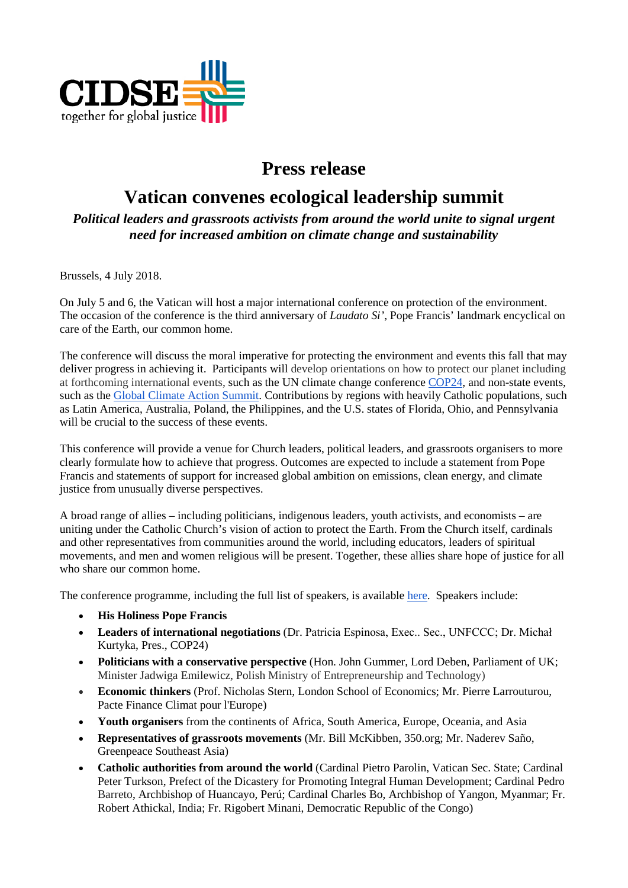CIDSE together for global justice

# Press release

## Vatican convenes ecological leadership summit

*Political leaders and grassroots activists from around the world unite to signal urgent need for increased ambition on climate change and sustainability*

Brussels, 4 July 2018.

On July 5 and 6, the Vatican will host a major international conference on protection of the environment. The occasion of the conference is the third anniversary of *Laudato Si'*, Pope Francis' landmark encyclical on care of the Earth, our common home.

The conference will discuss the moral imperative for protecting the environment and events this fall that may deliver progress in achieving it. Participants will develop orientations on how to protect our planet including at forthcoming international events, such as the UN climate change conference [COP24](), and non-state events, such as the [Global Climate Action Summit](). Contributions by regions with heavily Catholic populations, such as Latin America, Australia, Poland, the Philippines, and the U.S. states of Florida, Ohio, and Pennsylvania will be crucial to the success of these events.

This conference will provide a venue for Church leaders, political leaders, and grassroots organisers to more clearly formulate how to achieve that progress. Outcomes are expected to include a statement from Pope Francis and statements of support for increased global ambition on emissions, clean energy, and climate justice from unusually diverse perspectives.

A broad range of allies – including politicians, indigenous leaders, youth activists, and economists – are uniting under the Catholic Church's vision of action to protect the Earth. From the Church itself, cardinals and other representatives from communities around the world, including educators, leaders of spiritual movements, and men and women religious will be present. Together, these allies share hope of justice for all who share our common home.

The conference programme, including the full list of speakers, is available [here](). Speakers include:

- **His Holiness Pope Francis**
- **Leaders of international negotiations** (Dr. Patricia Espinosa, Exec.. Sec., UNFCCC; Dr. Michał Kurtyka, Pres., COP24)
- **Politicians with a conservative perspective** (Hon. John Gummer, Lord Deben, Parliament of UK; Minister Jadwiga Emilewicz, Polish Ministry of Entrepreneurship and Technology)
- **Economic thinkers** (Prof. Nicholas Stern, London School of Economics; Mr. Pierre Larrouturou, Pacte Finance Climat pour l'Europe)
- **Youth organisers** from the continents of Africa, South America, Europe, Oceania, and Asia
- **Representatives of grassroots movements** (Mr. Bill McKibben, 350.org; Mr. Naderev Saño, Greenpeace Southeast Asia)
- **Catholic authorities from around the world** (Cardinal Pietro Parolin, Vatican Sec. State; Cardinal Peter Turkson, Prefect of the Dicastery for Promoting Integral Human Development; Cardinal Pedro Barreto, Archbishop of Huancayo, Perú; Cardinal Charles Bo, Archbishop of Yangon, Myanmar; Fr. Robert Athickal, India; Fr. Rigobert Minani, Democratic Republic of the Congo)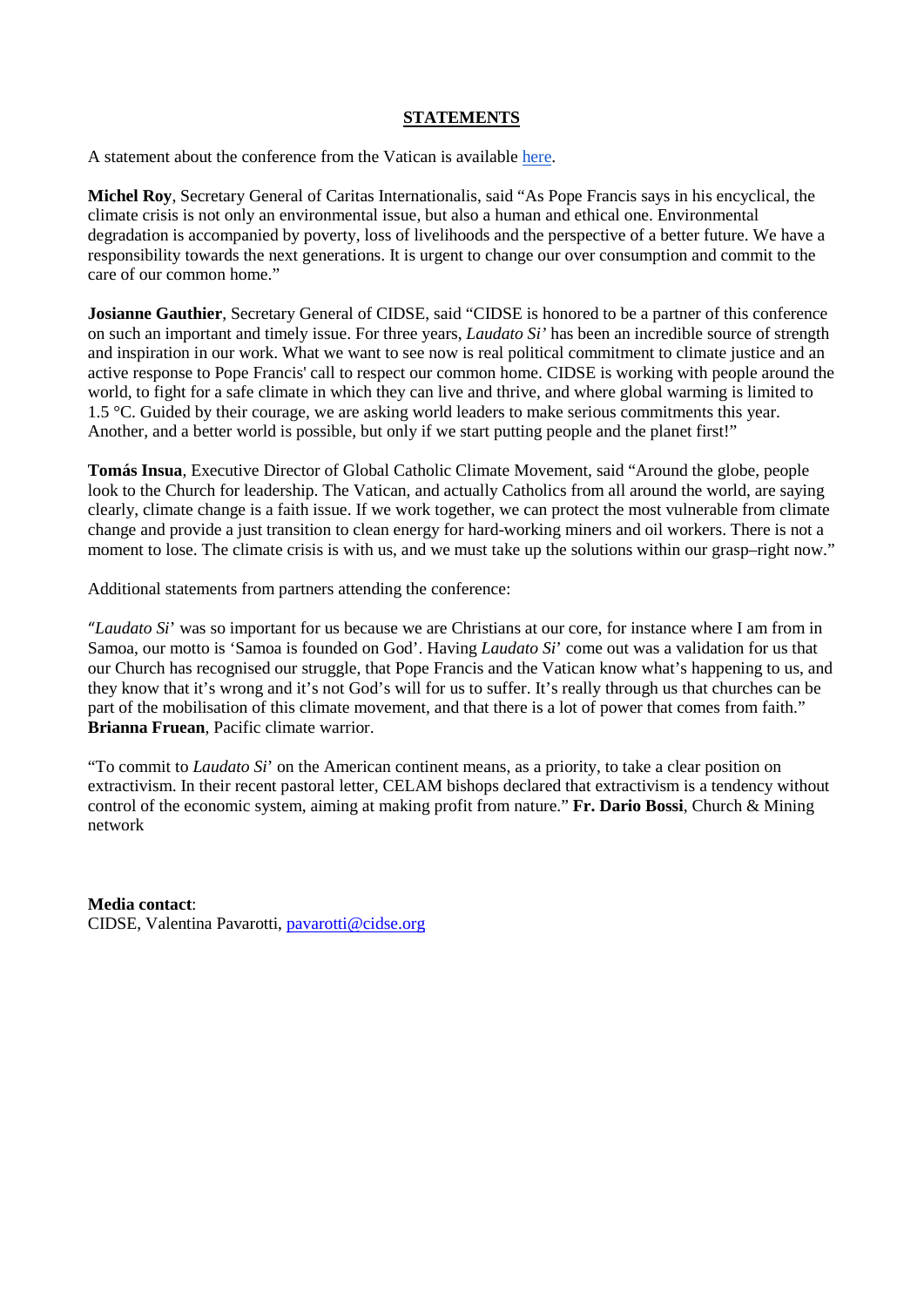## STATEMENTS

A statement about the conference from the Vatican is available [here](here).

**Michel Roy**, Secretary General of Caritas Internationalis, said "As Pope Francis says in his encyclical, the climate crisis is not only an environmental issue, but also a human and ethical one. Environmental degradation is accompanied by poverty, loss of livelihoods and the perspective of a better future. We have a responsibility towards the next generations. It is urgent to change our over consumption and commit to the care of our common home."

**Josianne Gauthier**, Secretary General of CIDSE, said "CIDSE is honored to be a partner of this conference on such an important and timely issue. For three years, *Laudato Si'* has been an incredible source of strength and inspiration in our work. What we want to see now is real political commitment to climate justice and an active response to Pope Francis' call to respect our common home. CIDSE is working with people around the world, to fight for a safe climate in which they can live and thrive, and where global warming is limited to 1.5 °C. Guided by their courage, we are asking world leaders to make serious commitments this year. Another, and a better world is possible, but only if we start putting people and the planet first!"

**Tomás Insua**, Executive Director of Global Catholic Climate Movement, said "Around the globe, people look to the Church for leadership. The Vatican, and actually Catholics from all around the world, are saying clearly, climate change is a faith issue. If we work together, we can protect the most vulnerable from climate change and provide a just transition to clean energy for hard-working miners and oil workers. There is not a moment to lose. The climate crisis is with us, and we must take up the solutions within our grasp–right now."

Additional statements from partners attending the conference:

"*Laudato Si*' was so important for us because we are Christians at our core, for instance where I am from in Samoa, our motto is 'Samoa is founded on God'. Having *Laudato Si*' come out was a validation for us that our Church has recognised our struggle, that Pope Francis and the Vatican know what's happening to us, and they know that it's wrong and it's not God's will for us to suffer. It's really through us that churches can be part of the mobilisation of this climate movement, and that there is a lot of power that comes from faith." **Brianna Fruean**, Pacific climate warrior.

"To commit to *Laudato Si*' on the American continent means, as a priority, to take a clear position on extractivism. In their recent pastoral letter, CELAM bishops declared that extractivism is a tendency without control of the economic system, aiming at making profit from nature." **Fr. Dario Bossi**, Church & Mining network

**Media contact**:
CIDSE, Valentina Pavarotti, [pavarotti@cidse.org](mailto:pavarotti@cidse.org)